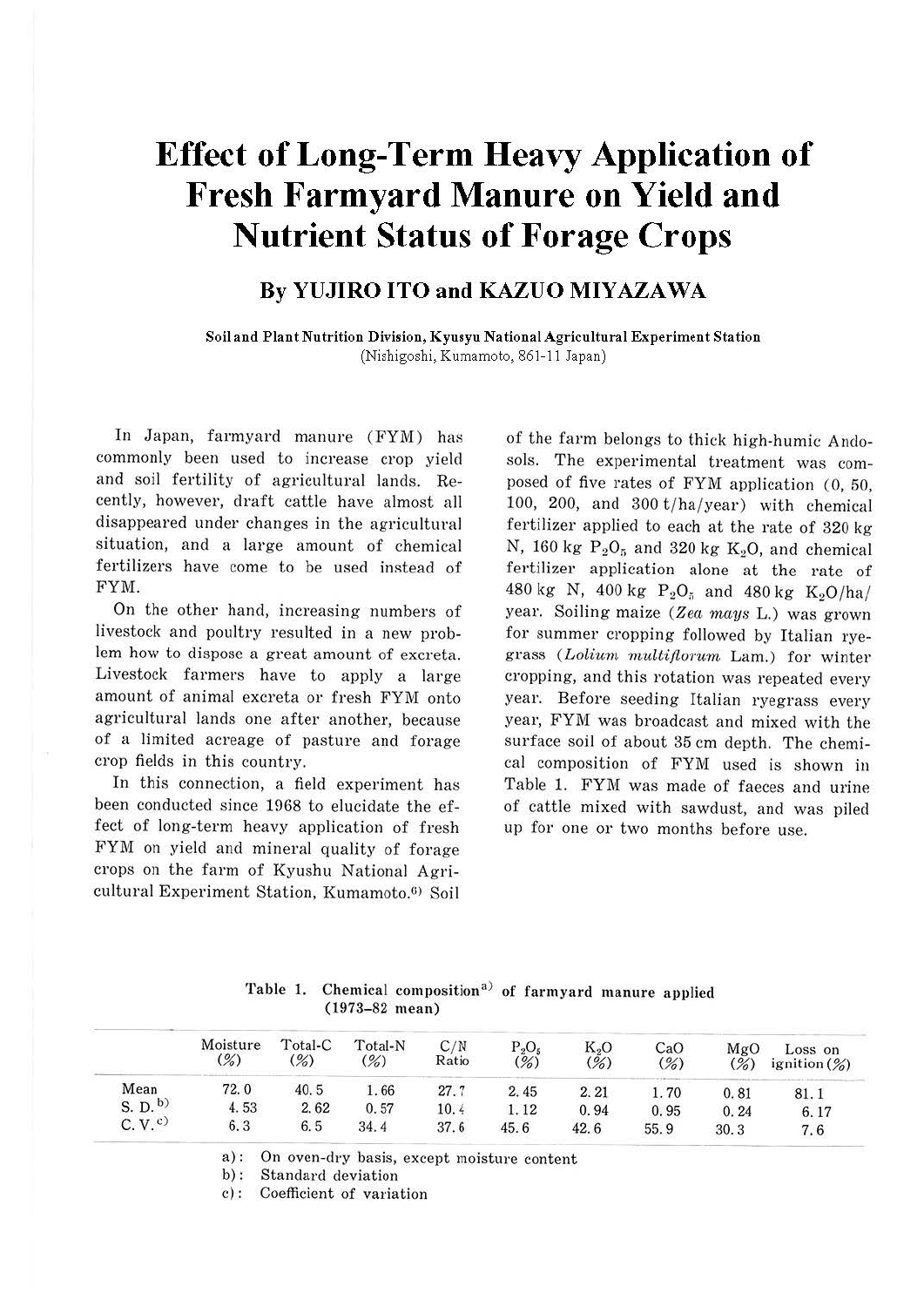# Effect of Long-Term Heavy Application of Fresh Farmyard Manure on Yield and Nutrient Status of Forage Crops

## By YUJIRO ITO and KAZUO MIYAZAWA

**Soil and Plant Nutrition Division, Kyusyu National Agricultural Experiment Station**
(Nishigoshi, Kumamoto, 861-11 Japan)

In Japan, farmyard manure (FYM) has commonly been used to increase crop yield and soil fertility of agricultural lands. Recently, however, draft cattle have almost all disappeared under changes in the agricultural situation, and a large amount of chemical fertilizers have come to be used instead of FYM.

On the other hand, increasing numbers of livestock and poultry resulted in a new problem how to dispose a great amount of excreta. Livestock farmers have to apply a large amount of animal excreta or fresh FYM onto agricultural lands one after another, because of a limited acreage of pasture and forage crop fields in this country.

In this connection, a field experiment has been conducted since 1968 to elucidate the effect of long-term heavy application of fresh FYM on yield and mineral quality of forage crops on the farm of Kyushu National Agricultural Experiment Station, Kumamoto.[6] Soil of the farm belongs to thick high-humic Andosols. The experimental treatment was composed of five rates of FYM application (0, 50, 100, 200, and 300 t/ha/year) with chemical fertilizer applied to each at the rate of 320 kg N, 160 kg $P_2O_5$ and 320 kg $K_2O$, and chemical fertilizer application alone at the rate of 480 kg N, 400 kg $P_2O_5$ and 480 kg $K_2O$/ha/year. Soiling maize (*Zea mays* L.) was grown for summer cropping followed by Italian ryegrass (*Lolium multiflorum* Lam.) for winter cropping, and this rotation was repeated every year. Before seeding Italian ryegrass every year, FYM was broadcast and mixed with the surface soil of about 35 cm depth. The chemical composition of FYM used is shown in Table 1. FYM was made of faeces and urine of cattle mixed with sawdust, and was piled up for one or two months before use.

Table 1. Chemical composition[a)] of farmyard manure applied (1973–82 mean)

| | Moisture (%) | Total-C (%) | Total-N (%) | C/N Ratio | $P_2O_5$ (%) | $K_2O$ (%) | CaO (%) | MgO (%) | Loss on ignition (%) |
|---|---|---|---|---|---|---|---|---|---|
| Mean | 72.0 | 40.5 | 1.66 | 27.7 | 2.45 | 2.21 | 1.70 | 0.81 | 81.1 |
| S. D.[b)] | 4.53 | 2.62 | 0.57 | 10.4 | 1.12 | 0.94 | 0.95 | 0.24 | 6.17 |
| C. V.[c)] | 6.3 | 6.5 | 34.4 | 37.6 | 45.6 | 42.6 | 55.9 | 30.3 | 7.6 |

a): On oven-dry basis, except moisture content
b): Standard deviation
c): Coefficient of variation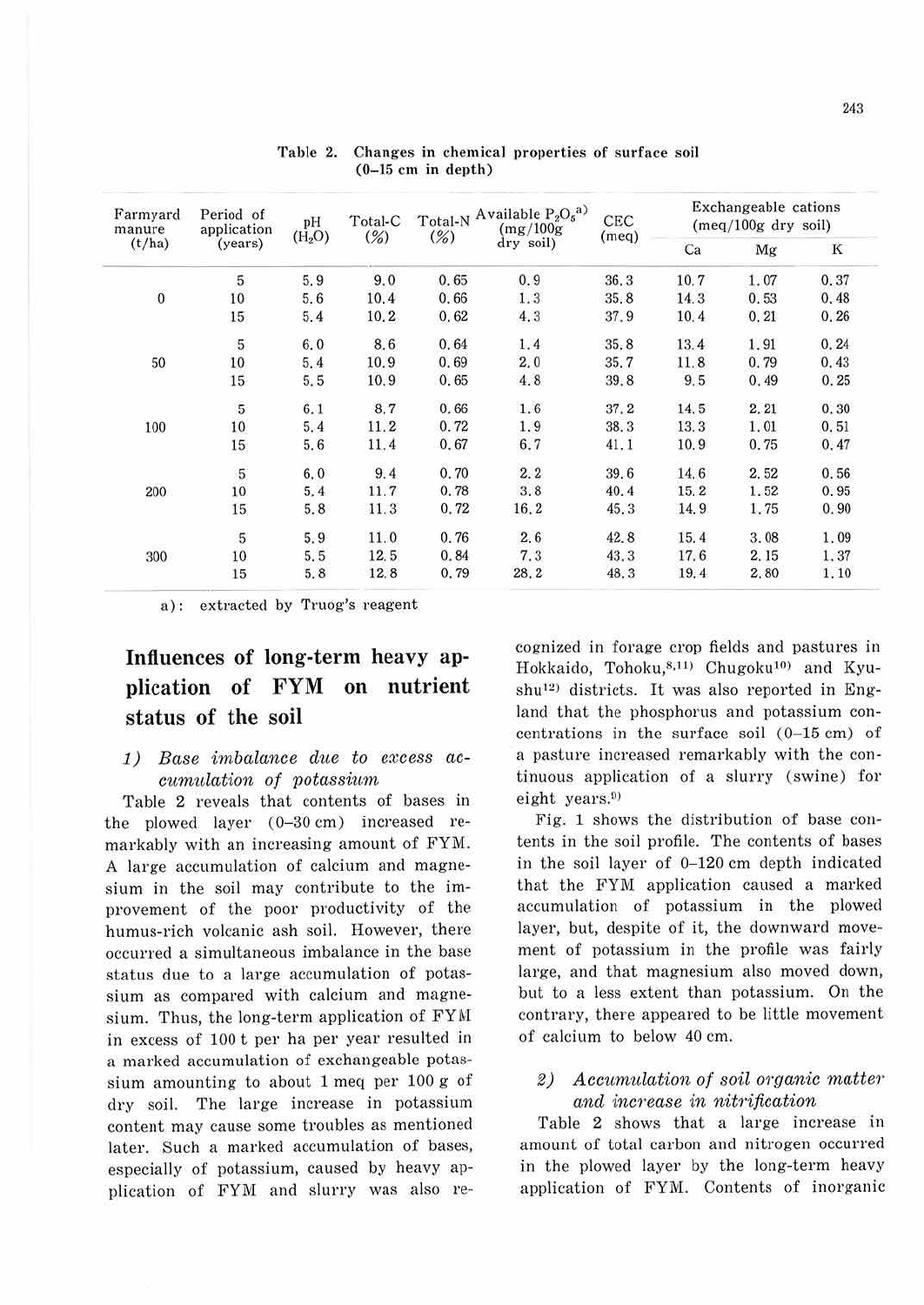Table 2. Changes in chemical properties of surface soil (0–15 cm in depth)

| Farmyard manure (t/ha) | Period of application (years) | pH ($H_2O$) | Total-C (%) | Total-N (%) | Available $P_2O_5$[a] (mg/100g dry soil) | CEC (meq) | Exchangeable cations (meq/100g dry soil) | | |
|---|---|---|---|---|---|---|---|---|---|
| | | | | | | | Ca | Mg | K |
| 0 | 5 | 5.9 | 9.0 | 0.65 | 0.9 | 36.3 | 10.7 | 1.07 | 0.37 |
| | 10 | 5.6 | 10.4 | 0.66 | 1.3 | 35.8 | 14.3 | 0.53 | 0.48 |
| | 15 | 5.4 | 10.2 | 0.62 | 4.3 | 37.9 | 10.4 | 0.21 | 0.26 |
| 50 | 5 | 6.0 | 8.6 | 0.64 | 1.4 | 35.8 | 13.4 | 1.91 | 0.24 |
| | 10 | 5.4 | 10.9 | 0.69 | 2.0 | 35.7 | 11.8 | 0.79 | 0.43 |
| | 15 | 5.5 | 10.9 | 0.65 | 4.8 | 39.8 | 9.5 | 0.49 | 0.25 |
| 100 | 5 | 6.1 | 8.7 | 0.66 | 1.6 | 37.2 | 14.5 | 2.21 | 0.30 |
| | 10 | 5.4 | 11.2 | 0.72 | 1.9 | 38.3 | 13.3 | 1.01 | 0.51 |
| | 15 | 5.6 | 11.4 | 0.67 | 6.7 | 41.1 | 10.9 | 0.75 | 0.47 |
| 200 | 5 | 6.0 | 9.4 | 0.70 | 2.2 | 39.6 | 14.6 | 2.52 | 0.56 |
| | 10 | 5.4 | 11.7 | 0.78 | 3.8 | 40.4 | 15.2 | 1.52 | 0.95 |
| | 15 | 5.8 | 11.3 | 0.72 | 16.2 | 45.3 | 14.9 | 1.75 | 0.90 |
| 300 | 5 | 5.9 | 11.0 | 0.76 | 2.6 | 42.8 | 15.4 | 3.08 | 1.09 |
| | 10 | 5.5 | 12.5 | 0.84 | 7.3 | 43.3 | 17.6 | 2.15 | 1.37 |
| | 15 | 5.8 | 12.8 | 0.79 | 28.2 | 48.3 | 19.4 | 2.80 | 1.10 |

a): extracted by Truog's reagent

## Influences of long-term heavy application of FYM on nutrient status of the soil

### *1) Base imbalance due to excess accumulation of potassium*

Table 2 reveals that contents of bases in the plowed layer (0–30 cm) increased remarkably with an increasing amount of FYM. A large accumulation of calcium and magnesium in the soil may contribute to the improvement of the poor productivity of the humus-rich volcanic ash soil. However, there occurred a simultaneous imbalance in the base status due to a large accumulation of potassium as compared with calcium and magnesium. Thus, the long-term application of FYM in excess of 100 t per ha per year resulted in a marked accumulation of exchangeable potassium amounting to about 1 meq per 100 g of dry soil. The large increase in potassium content may cause some troubles as mentioned later. Such a marked accumulation of bases, especially of potassium, caused by heavy application of FYM and slurry was also recognized in forage crop fields and pastures in Hokkaido, Tohoku,[8,11] Chugoku[10] and Kyushu[12] districts. It was also reported in England that the phosphorus and potassium concentrations in the surface soil (0–15 cm) of a pasture increased remarkably with the continuous application of a slurry (swine) for eight years.[9]

Fig. 1 shows the distribution of base contents in the soil profile. The contents of bases in the soil layer of 0–120 cm depth indicated that the FYM application caused a marked accumulation of potassium in the plowed layer, but, despite of it, the downward movement of potassium in the profile was fairly large, and that magnesium also moved down, but to a less extent than potassium. On the contrary, there appeared to be little movement of calcium to below 40 cm.

### *2) Accumulation of soil organic matter and increase in nitrification*

Table 2 shows that a large increase in amount of total carbon and nitrogen occurred in the plowed layer by the long-term heavy application of FYM. Contents of inorganic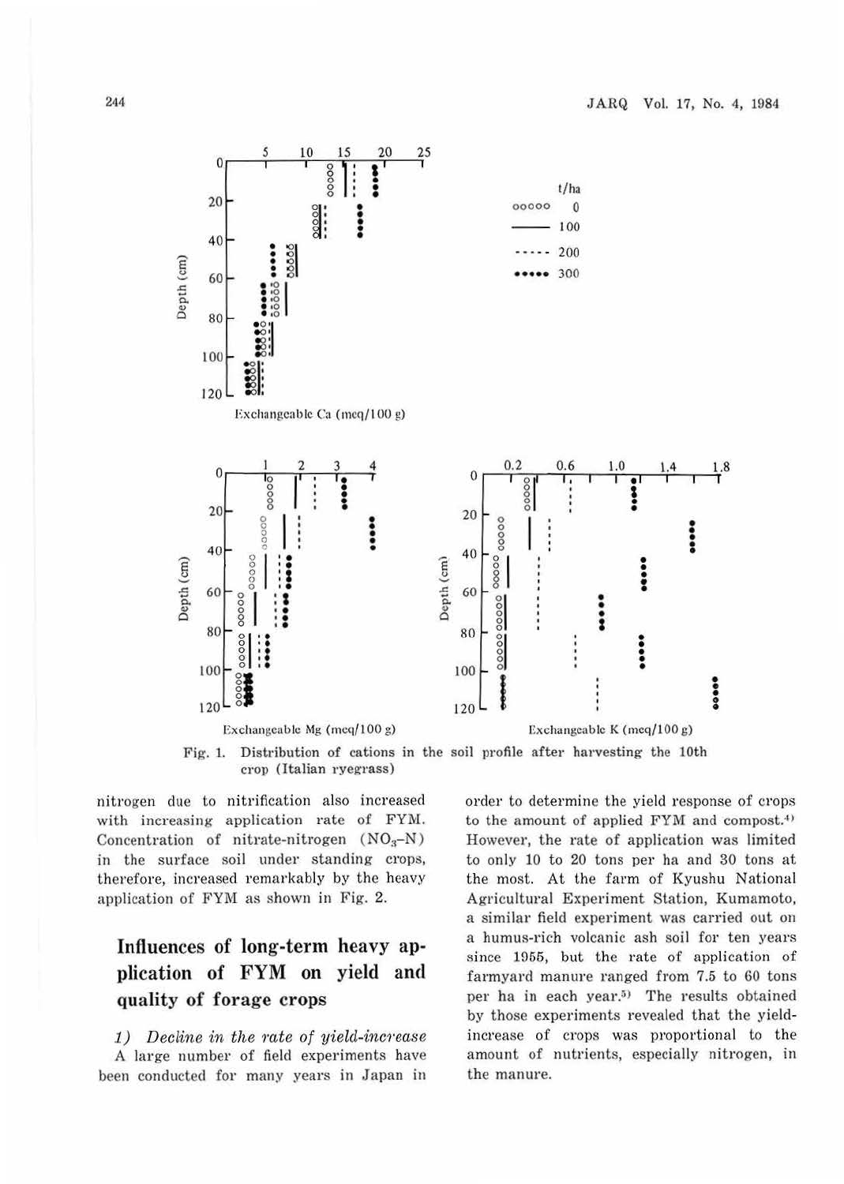Fig. 1. Distribution of cations in the soil profile after harvesting the 10th crop (Italian ryegrass)

nitrogen due to nitrification also increased with increasing application rate of FYM. Concentration of nitrate-nitrogen ($NO_3$–N) in the surface soil under standing crops, therefore, increased remarkably by the heavy application of FYM as shown in Fig. 2.

## Influences of long-term heavy application of FYM on yield and quality of forage crops

*1) Decline in the rate of yield-increase*

A large number of field experiments have been conducted for many years in Japan in order to determine the yield response of crops to the amount of applied FYM and compost.[4] However, the rate of application was limited to only 10 to 20 tons per ha and 30 tons at the most. At the farm of Kyushu National Agricultural Experiment Station, Kumamoto, a similar field experiment was carried out on a humus-rich volcanic ash soil for ten years since 1955, but the rate of application of farmyard manure ranged from 7.5 to 60 tons per ha in each year.[5] The results obtained by those experiments revealed that the yield-increase of crops was proportional to the amount of nutrients, especially nitrogen, in the manure.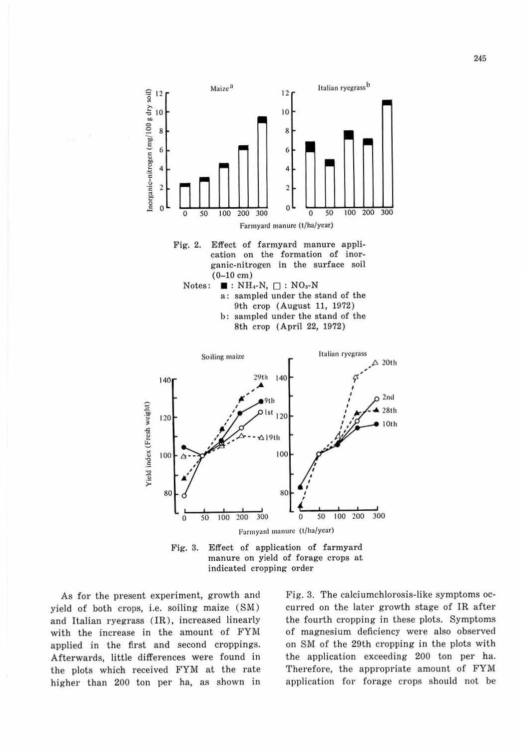Fig. 2. Effect of farmyard manure application on the formation of inorganic-nitrogen in the surface soil (0–10 cm)

Notes: ■ : $NH_4$-N, □ : $NO_3$-N

a : sampled under the stand of the 9th crop (August 11, 1972)

b : sampled under the stand of the 8th crop (April 22, 1972)

Fig. 3. Effect of application of farmyard manure on yield of forage crops at indicated cropping order

As for the present experiment, growth and yield of both crops, i.e. soiling maize (SM) and Italian ryegrass (IR), increased linearly with the increase in the amount of FYM applied in the first and second croppings. Afterwards, little differences were found in the plots which received FYM at the rate higher than 200 ton per ha, as shown in Fig. 3. The calciumchlorosis-like symptoms occurred on the later growth stage of IR after the fourth cropping in these plots. Symptoms of magnesium deficiency were also observed on SM of the 29th cropping in the plots with the application exceeding 200 ton per ha. Therefore, the appropriate amount of FYM application for forage crops should not be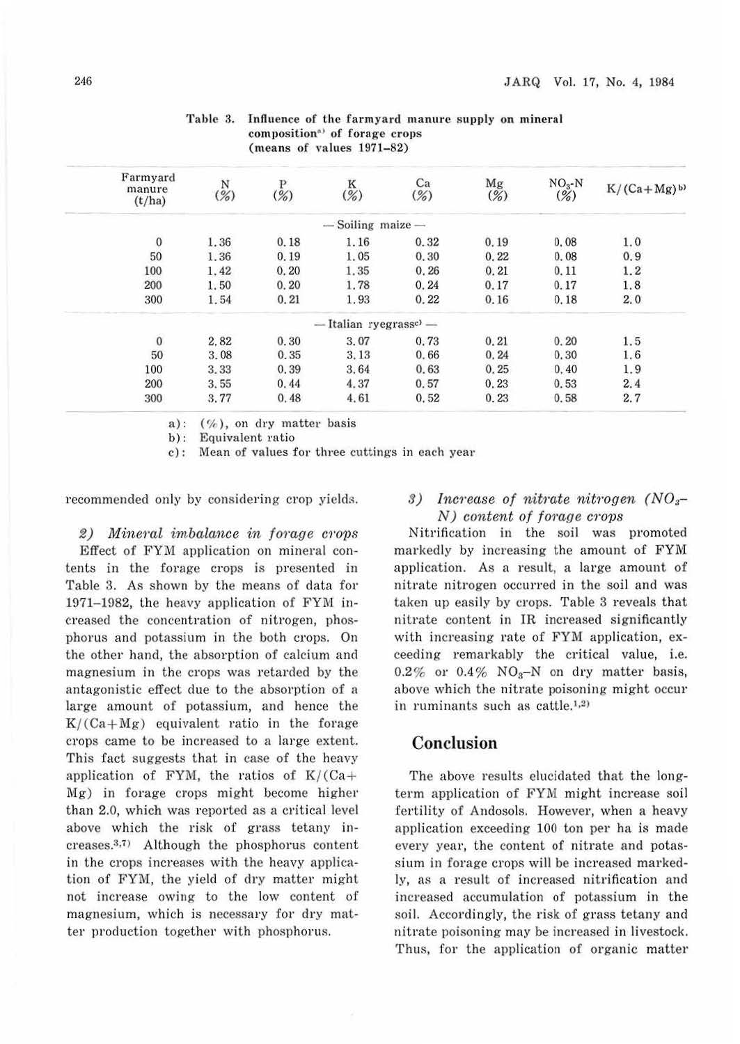Table 3. Influence of the farmyard manure supply on mineral composition[a] of forage crops (means of values 1971–82)

| Farmyard manure (t/ha) | N (%) | P (%) | K (%) | Ca (%) | Mg (%) | $NO_3$-N (%) | K/(Ca+Mg)[b] |
|---|---|---|---|---|---|---|---|
| — Soiling maize — | | | | | | | |
| 0 | 1.36 | 0.18 | 1.16 | 0.32 | 0.19 | 0.08 | 1.0 |
| 50 | 1.36 | 0.19 | 1.05 | 0.30 | 0.22 | 0.08 | 0.9 |
| 100 | 1.42 | 0.20 | 1.35 | 0.26 | 0.21 | 0.11 | 1.2 |
| 200 | 1.50 | 0.20 | 1.78 | 0.24 | 0.17 | 0.17 | 1.8 |
| 300 | 1.54 | 0.21 | 1.93 | 0.22 | 0.16 | 0.18 | 2.0 |
| — Italian ryegrass[c] — | | | | | | | |
| 0 | 2.82 | 0.30 | 3.07 | 0.73 | 0.21 | 0.20 | 1.5 |
| 50 | 3.08 | 0.35 | 3.13 | 0.66 | 0.24 | 0.30 | 1.6 |
| 100 | 3.33 | 0.39 | 3.64 | 0.63 | 0.25 | 0.40 | 1.9 |
| 200 | 3.55 | 0.44 | 4.37 | 0.57 | 0.23 | 0.53 | 2.4 |
| 300 | 3.77 | 0.48 | 4.61 | 0.52 | 0.23 | 0.58 | 2.7 |

a): (%), on dry matter basis
b): Equivalent ratio
c): Mean of values for three cuttings in each year

recommended only by considering crop yields.

*2) Mineral imbalance in forage crops*

Effect of FYM application on mineral contents in the forage crops is presented in Table 3. As shown by the means of data for 1971–1982, the heavy application of FYM increased the concentration of nitrogen, phosphorus and potassium in the both crops. On the other hand, the absorption of calcium and magnesium in the crops was retarded by the antagonistic effect due to the absorption of a large amount of potassium, and hence the K/(Ca+Mg) equivalent ratio in the forage crops came to be increased to a large extent. This fact suggests that in case of the heavy application of FYM, the ratios of K/(Ca+Mg) in forage crops might become higher than 2.0, which was reported as a critical level above which the risk of grass tetany increases.[3,7] Although the phosphorus content in the crops increases with the heavy application of FYM, the yield of dry matter might not increase owing to the low content of magnesium, which is necessary for dry matter production together with phosphorus.

*3) Increase of nitrate nitrogen ($NO_3$–N) content of forage crops*

Nitrification in the soil was promoted markedly by increasing the amount of FYM application. As a result, a large amount of nitrate nitrogen occurred in the soil and was taken up easily by crops. Table 3 reveals that nitrate content in IR increased significantly with increasing rate of FYM application, exceeding remarkably the critical value, i.e. 0.2% or 0.4% $NO_3$–N on dry matter basis, above which the nitrate poisoning might occur in ruminants such as cattle.[1,2]

## Conclusion

The above results elucidated that the long-term application of FYM might increase soil fertility of Andosols. However, when a heavy application exceeding 100 ton per ha is made every year, the content of nitrate and potassium in forage crops will be increased markedly, as a result of increased nitrification and increased accumulation of potassium in the soil. Accordingly, the risk of grass tetany and nitrate poisoning may be increased in livestock. Thus, for the application of organic matter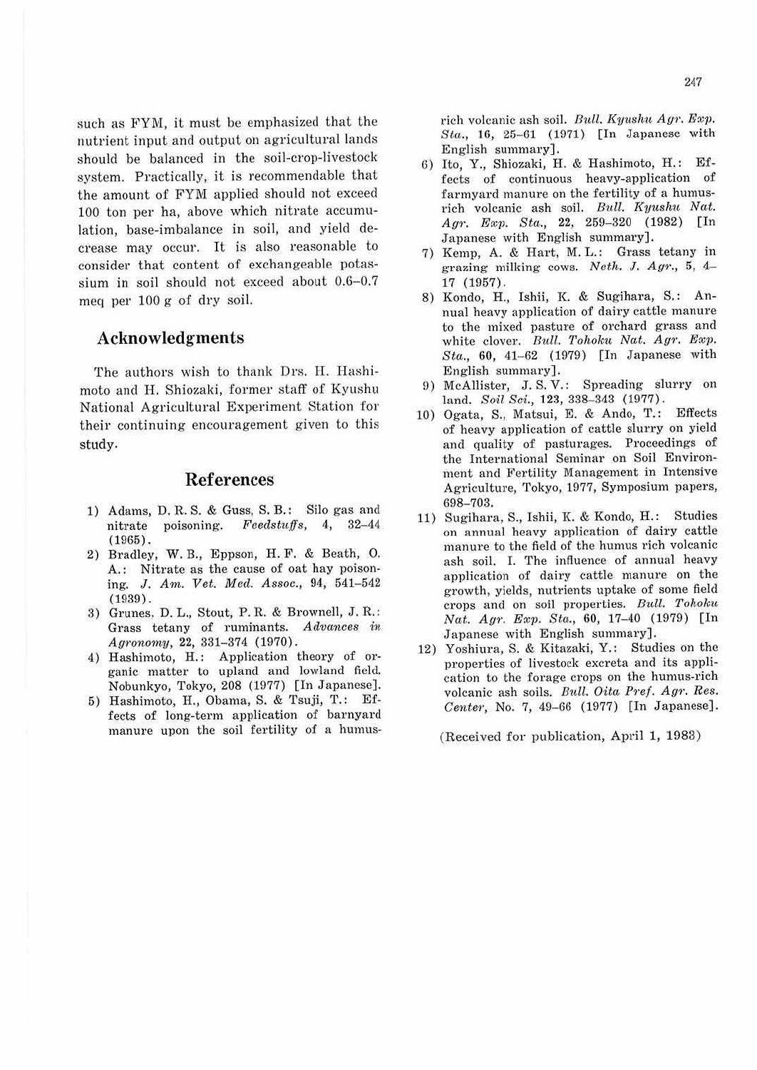such as FYM, it must be emphasized that the nutrient input and output on agricultural lands should be balanced in the soil-crop-livestock system. Practically, it is recommendable that the amount of FYM applied should not exceed 100 ton per ha, above which nitrate accumulation, base-imbalance in soil, and yield decrease may occur. It is also reasonable to consider that content of exchangeable potassium in soil should not exceed about 0.6–0.7 meq per 100 g of dry soil.

## Acknowledgments

The authors wish to thank Drs. H. Hashimoto and H. Shiozaki, former staff of Kyushu National Agricultural Experiment Station for their continuing encouragement given to this study.

## References

1) Adams, D. R. S. & Guss, S. B.: Silo gas and nitrate poisoning. *Feedstuffs*, 4, 32–44 (1965).
2) Bradley, W. B., Eppson, H. F. & Beath, O. A.: Nitrate as the cause of oat hay poisoning. *J. Am. Vet. Med. Assoc.*, 94, 541–542 (1939).
3) Grunes, D. L., Stout, P. R. & Brownell, J. R.: Grass tetany of ruminants. *Advances in Agronomy*, 22, 331–374 (1970).
4) Hashimoto, H.: Application theory of organic matter to upland and lowland field. Nobunkyo, Tokyo, 208 (1977) [In Japanese].
5) Hashimoto, H., Obama, S. & Tsuji, T.: Effects of long-term application of barnyard manure upon the soil fertility of a humus-rich volcanic ash soil. *Bull. Kyushu Agr. Exp. Sta.*, 16, 25–61 (1971) [In Japanese with English summary].
6) Ito, Y., Shiozaki, H. & Hashimoto, H.: Effects of continuous heavy-application of farmyard manure on the fertility of a humus-rich volcanic ash soil. *Bull. Kyushu Nat. Agr. Exp. Sta.*, 22, 259–320 (1982) [In Japanese with English summary].
7) Kemp, A. & Hart, M. L.: Grass tetany in grazing milking cows. *Neth. J. Agr.*, 5, 4–17 (1957).
8) Kondo, H., Ishii, K. & Sugihara, S.: Annual heavy application of dairy cattle manure to the mixed pasture of orchard grass and white clover. *Bull. Tohoku Nat. Agr. Exp. Sta.*, 60, 41–62 (1979) [In Japanese with English summary].
9) McAllister, J. S. V.: Spreading slurry on land. *Soil Sci.*, 123, 338–343 (1977).
10) Ogata, S., Matsui, E. & Ando, T.: Effects of heavy application of cattle slurry on yield and quality of pasturages. Proceedings of the International Seminar on Soil Environment and Fertility Management in Intensive Agriculture, Tokyo, 1977, Symposium papers, 698–703.
11) Sugihara, S., Ishii, K. & Kondo, H.: Studies on annual heavy application of dairy cattle manure to the field of the humus rich volcanic ash soil. I. The influence of annual heavy application of dairy cattle manure on the growth, yields, nutrients uptake of some field crops and on soil properties. *Bull. Tohoku Nat. Agr. Exp. Sta.*, 60, 17–40 (1979) [In Japanese with English summary].
12) Yoshiura, S. & Kitazaki, Y.: Studies on the properties of livestock excreta and its application to the forage crops on the humus-rich volcanic ash soils. *Bull. Oita Pref. Agr. Res. Center*, No. 7, 49–66 (1977) [In Japanese].

(Received for publication, April 1, 1983)